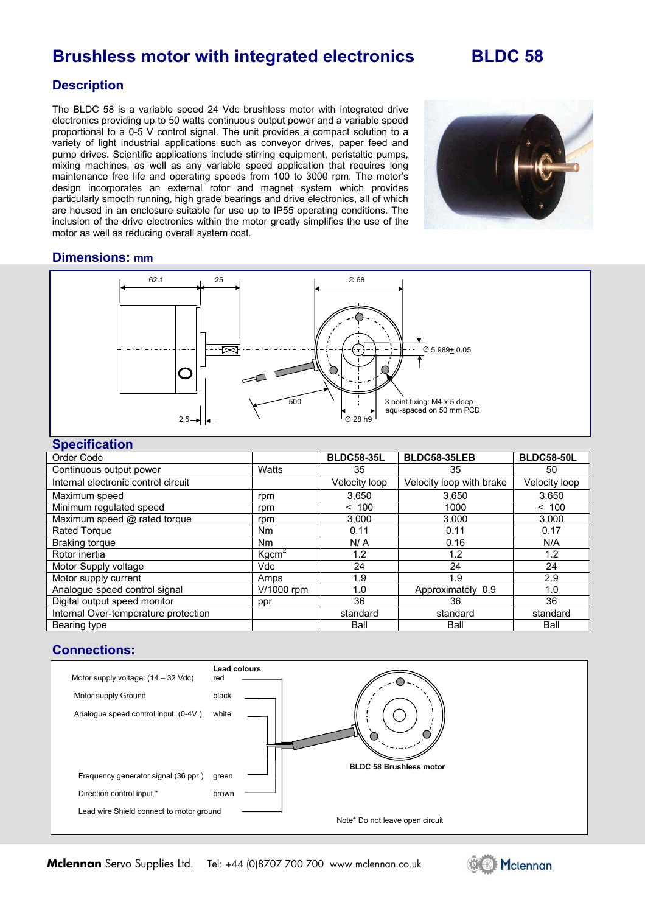# Brushless motor with integrated electronics BLDC 58

## Description

The BLDC 58 is a variable speed 24 Vdc brushless motor with integrated drive electronics providing up to 50 watts continuous output power and a variable speed proportional to a 0-5 V control signal. The unit provides a compact solution to a variety of light industrial applications such as conveyor drives, paper feed and pump drives. Scientific applications include stirring equipment, peristaltic pumps, mixing machines, as well as any variable speed application that requires long maintenance free life and operating speeds from 100 to 3000 rpm. The motor's design incorporates an external rotor and magnet system which provides particularly smooth running, high grade bearings and drive electronics, all of which are housed in an enclosure suitable for use up to IP55 operating conditions. The inclusion of the drive electronics within the motor greatly simplifies the use of the motor as well as reducing overall system cost.

## Dimensions: mm

62.1 — 25 — ∅ 68 — ∅ 5.989± 0.05 — 500 — 2.5 — ∅ 28 h9 — 3 point fixing: M4 x 5 deep equi-spaced on 50 mm PCD

## Specification

| Order Code | | BLDC58-35L | BLDC58-35LEB | BLDC58-50L |
|---|---|---|---|---|
| Continuous output power | Watts | 35 | 35 | 50 |
| Internal electronic control circuit | | Velocity loop | Velocity loop with brake | Velocity loop |
| Maximum speed | rpm | 3,650 | 3,650 | 3,650 |
| Minimum regulated speed | rpm | ≤ 100 | 1000 | ≤ 100 |
| Maximum speed @ rated torque | rpm | 3,000 | 3,000 | 3,000 |
| Rated Torque | Nm | 0.11 | 0.11 | 0.17 |
| Braking torque | Nm | N/ A | 0.16 | N/A |
| Rotor inertia | $Kgcm^2$ | 1.2 | 1.2 | 1.2 |
| Motor Supply voltage | Vdc | 24 | 24 | 24 |
| Motor supply current | Amps | 1.9 | 1.9 | 2.9 |
| Analogue speed control signal | V/1000 rpm | 1.0 | Approximately 0.9 | 1.0 |
| Digital output speed monitor | ppr | 36 | 36 | 36 |
| Internal Over-temperature protection | | standard | standard | standard |
| Bearing type | | Ball | Ball | Ball |

## Connections:

| | Lead colours |
|---|---|
| Motor supply voltage: (14 – 32 Vdc) | red |
| Motor supply Ground | black |
| Analogue speed control input (0-4V ) | white |
| Frequency generator signal (36 ppr ) | green |
| Direction control input * | brown |
| Lead wire Shield connect to motor ground | |

BLDC 58 Brushless motor

Note* Do not leave open circuit

**Mclennan** Servo Supplies Ltd. Tel: +44 (0)8707 700 700 www.mclennan.co.uk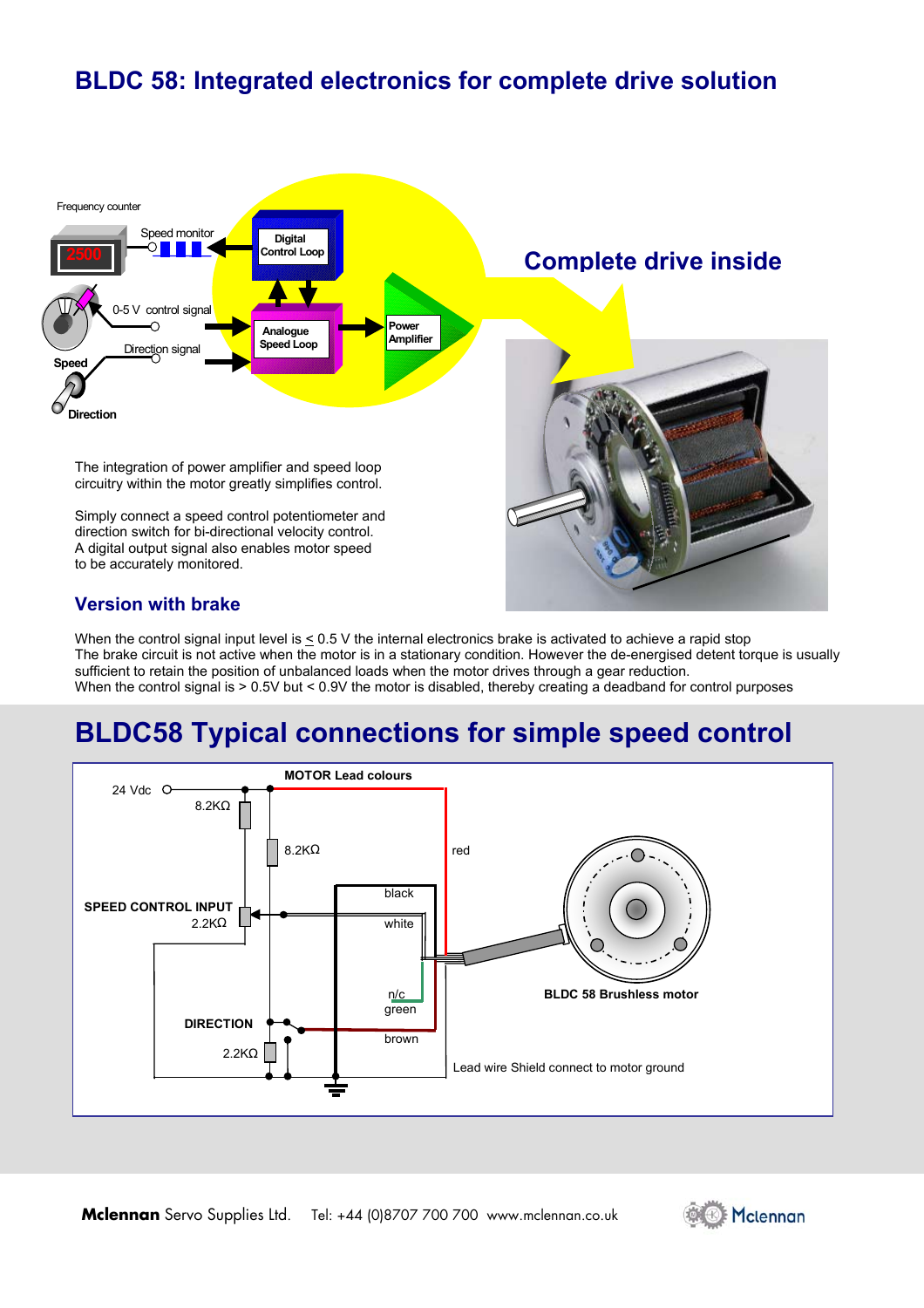# BLDC 58: Integrated electronics for complete drive solution

Frequency counter

2500

Speed monitor

Digital Control Loop

0-5 V control signal

Analogue Speed Loop

Power Amplifier

Direction signal

Speed

Direction

## Complete drive inside

The integration of power amplifier and speed loop circuitry within the motor greatly simplifies control.

Simply connect a speed control potentiometer and direction switch for bi-directional velocity control. A digital output signal also enables motor speed to be accurately monitored.

### Version with brake

When the control signal input level is < 0.5 V the internal electronics brake is activated to achieve a rapid stop
The brake circuit is not active when the motor is in a stationary condition. However the de-energised detent torque is usually sufficient to retain the position of unbalanced loads when the motor drives through a gear reduction.
When the control signal is > 0.5V but < 0.9V the motor is disabled, thereby creating a deadband for control purposes

# BLDC58 Typical connections for simple speed control

MOTOR Lead colours

24 Vdc

8.2KΩ

8.2KΩ

red

black

SPEED CONTROL INPUT

2.2KΩ

white

n/c

green

DIRECTION

brown

2.2KΩ

BLDC 58 Brushless motor

Lead wire Shield connect to motor ground

**Mclennan** Servo Supplies Ltd. Tel: +44 (0)8707 700 700 www.mclennan.co.uk